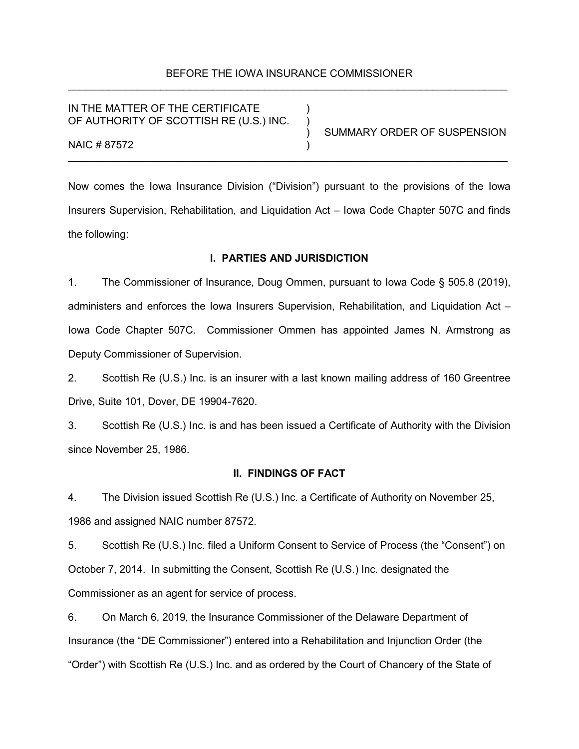BEFORE THE IOWA INSURANCE COMMISSIONER

---

IN THE MATTER OF THE CERTIFICATE OF AUTHORITY OF SCOTTISH RE (U.S.) INC.

NAIC # 87572

SUMMARY ORDER OF SUSPENSION

---

Now comes the Iowa Insurance Division ("Division") pursuant to the provisions of the Iowa Insurers Supervision, Rehabilitation, and Liquidation Act – Iowa Code Chapter 507C and finds the following:

## I. PARTIES AND JURISDICTION

1. The Commissioner of Insurance, Doug Ommen, pursuant to Iowa Code § 505.8 (2019), administers and enforces the Iowa Insurers Supervision, Rehabilitation, and Liquidation Act – Iowa Code Chapter 507C. Commissioner Ommen has appointed James N. Armstrong as Deputy Commissioner of Supervision.

2. Scottish Re (U.S.) Inc. is an insurer with a last known mailing address of 160 Greentree Drive, Suite 101, Dover, DE 19904-7620.

3. Scottish Re (U.S.) Inc. is and has been issued a Certificate of Authority with the Division since November 25, 1986.

## II. FINDINGS OF FACT

4. The Division issued Scottish Re (U.S.) Inc. a Certificate of Authority on November 25, 1986 and assigned NAIC number 87572.

5. Scottish Re (U.S.) Inc. filed a Uniform Consent to Service of Process (the "Consent") on October 7, 2014. In submitting the Consent, Scottish Re (U.S.) Inc. designated the Commissioner as an agent for service of process.

6. On March 6, 2019, the Insurance Commissioner of the Delaware Department of Insurance (the "DE Commissioner") entered into a Rehabilitation and Injunction Order (the "Order") with Scottish Re (U.S.) Inc. and as ordered by the Court of Chancery of the State of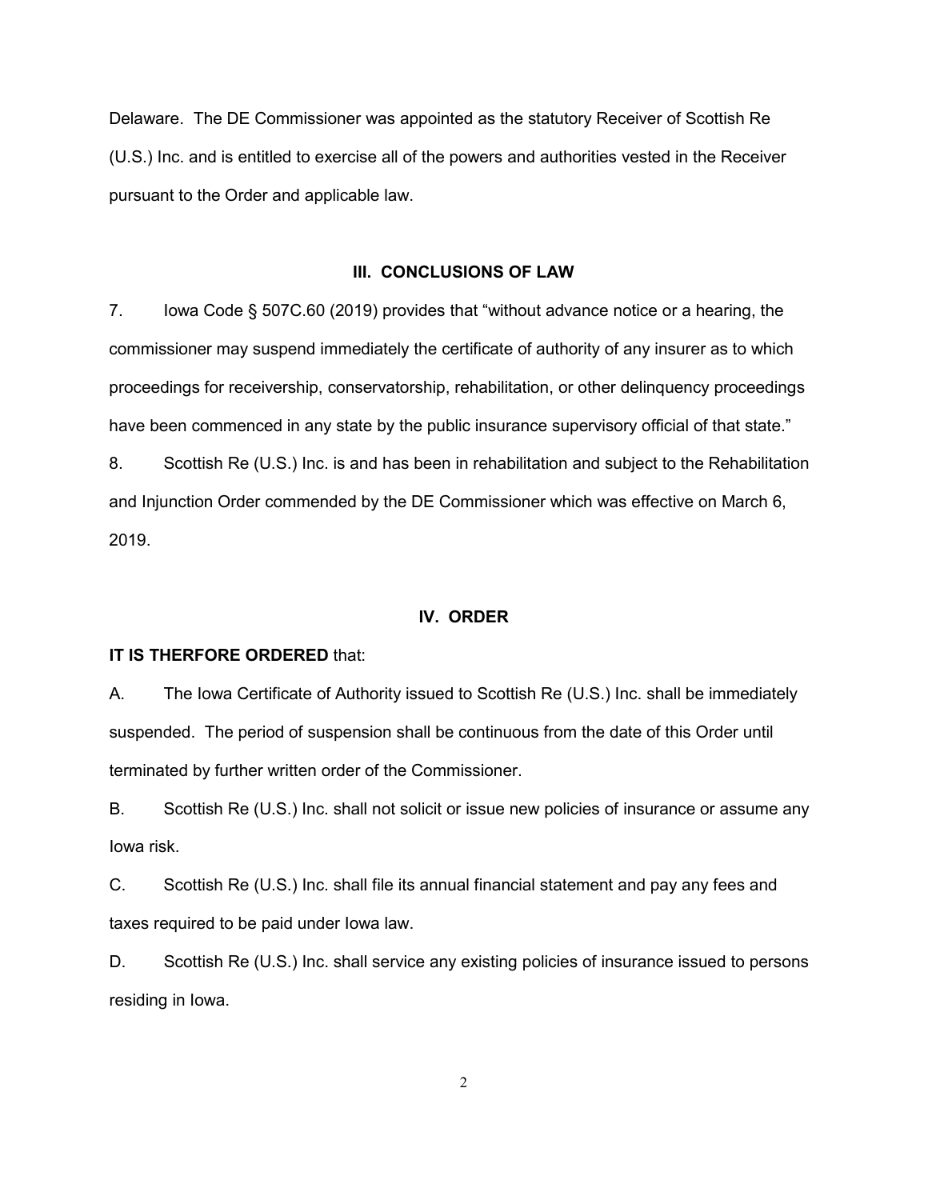Delaware. The DE Commissioner was appointed as the statutory Receiver of Scottish Re (U.S.) Inc. and is entitled to exercise all of the powers and authorities vested in the Receiver pursuant to the Order and applicable law.

## III. CONCLUSIONS OF LAW

7. Iowa Code § 507C.60 (2019) provides that "without advance notice or a hearing, the commissioner may suspend immediately the certificate of authority of any insurer as to which proceedings for receivership, conservatorship, rehabilitation, or other delinquency proceedings have been commenced in any state by the public insurance supervisory official of that state."

8. Scottish Re (U.S.) Inc. is and has been in rehabilitation and subject to the Rehabilitation and Injunction Order commended by the DE Commissioner which was effective on March 6, 2019.

## IV. ORDER

**IT IS THERFORE ORDERED** that:

A. The Iowa Certificate of Authority issued to Scottish Re (U.S.) Inc. shall be immediately suspended. The period of suspension shall be continuous from the date of this Order until terminated by further written order of the Commissioner.

B. Scottish Re (U.S.) Inc. shall not solicit or issue new policies of insurance or assume any Iowa risk.

C. Scottish Re (U.S.) Inc. shall file its annual financial statement and pay any fees and taxes required to be paid under Iowa law.

D. Scottish Re (U.S.) Inc. shall service any existing policies of insurance issued to persons residing in Iowa.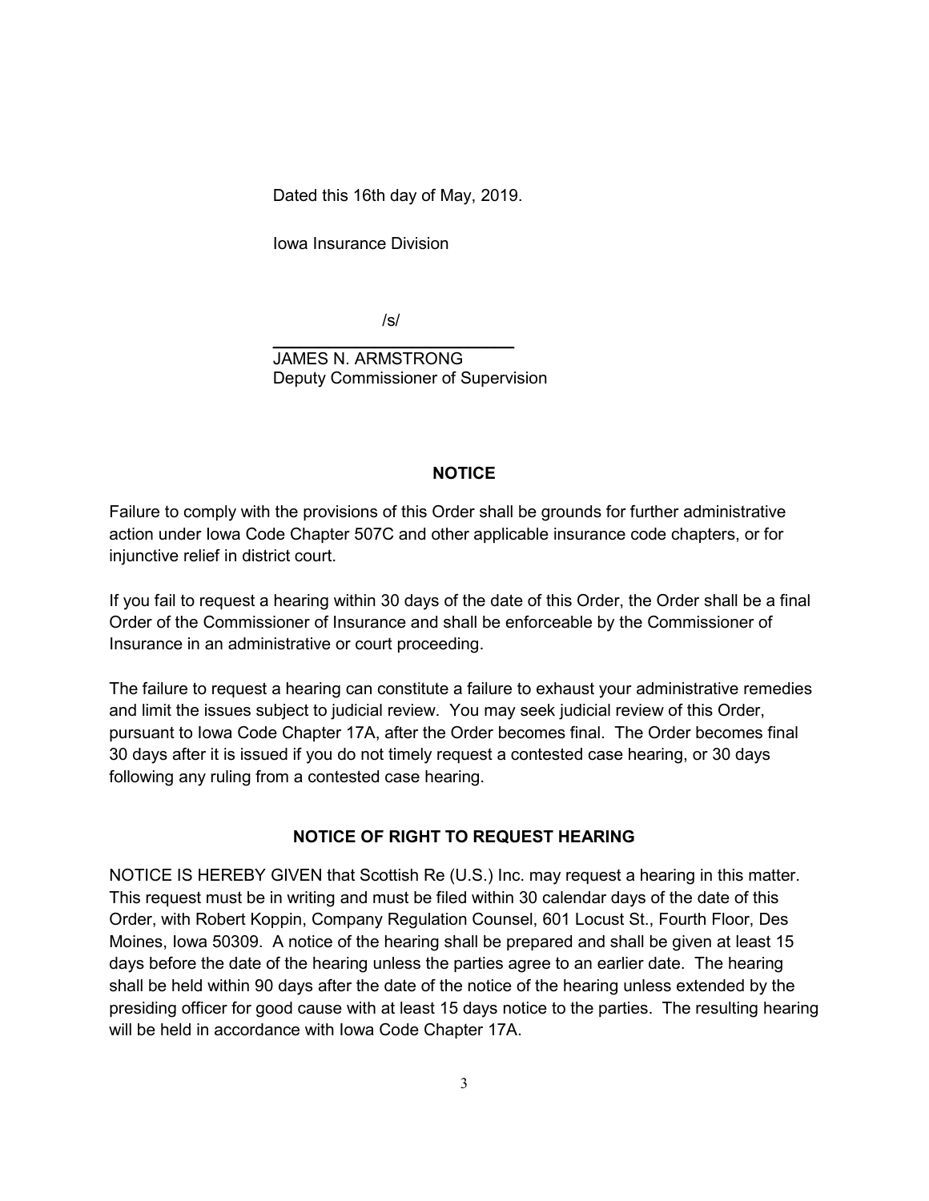Dated this 16th day of May, 2019.

Iowa Insurance Division

/s/

JAMES N. ARMSTRONG
Deputy Commissioner of Supervision

## NOTICE

Failure to comply with the provisions of this Order shall be grounds for further administrative action under Iowa Code Chapter 507C and other applicable insurance code chapters, or for injunctive relief in district court.

If you fail to request a hearing within 30 days of the date of this Order, the Order shall be a final Order of the Commissioner of Insurance and shall be enforceable by the Commissioner of Insurance in an administrative or court proceeding.

The failure to request a hearing can constitute a failure to exhaust your administrative remedies and limit the issues subject to judicial review. You may seek judicial review of this Order, pursuant to Iowa Code Chapter 17A, after the Order becomes final. The Order becomes final 30 days after it is issued if you do not timely request a contested case hearing, or 30 days following any ruling from a contested case hearing.

## NOTICE OF RIGHT TO REQUEST HEARING

NOTICE IS HEREBY GIVEN that Scottish Re (U.S.) Inc. may request a hearing in this matter. This request must be in writing and must be filed within 30 calendar days of the date of this Order, with Robert Koppin, Company Regulation Counsel, 601 Locust St., Fourth Floor, Des Moines, Iowa 50309. A notice of the hearing shall be prepared and shall be given at least 15 days before the date of the hearing unless the parties agree to an earlier date. The hearing shall be held within 90 days after the date of the notice of the hearing unless extended by the presiding officer for good cause with at least 15 days notice to the parties. The resulting hearing will be held in accordance with Iowa Code Chapter 17A.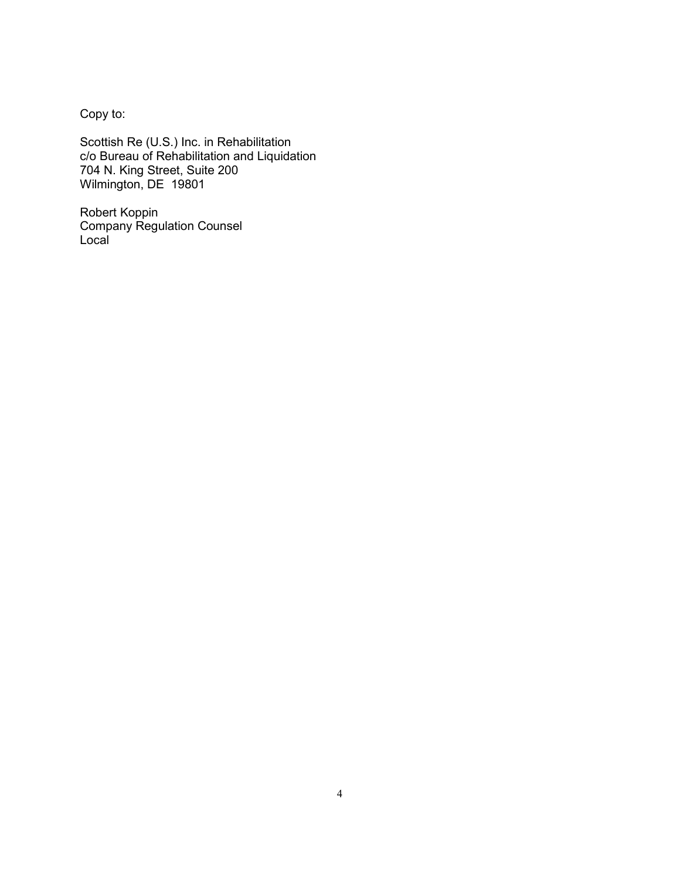Copy to:

Scottish Re (U.S.) Inc. in Rehabilitation
c/o Bureau of Rehabilitation and Liquidation
704 N. King Street, Suite 200
Wilmington, DE 19801

Robert Koppin
Company Regulation Counsel
Local